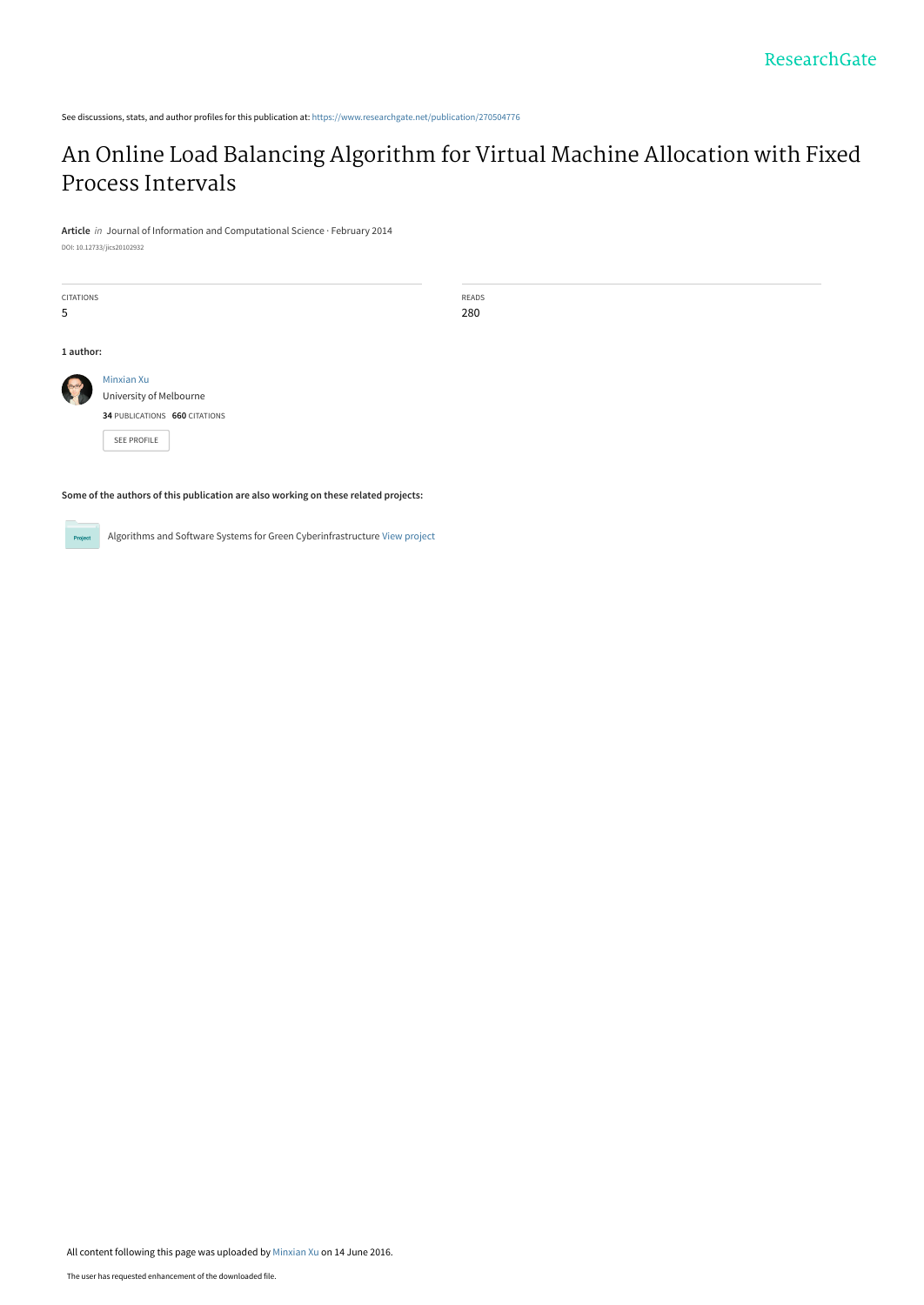See discussions, stats, and author profiles for this publication at: https://www.researchgate.net/publication/270504776

# An Online Load Balancing Algorithm for Virtual Machine Allocation with Fixed Process Intervals

**Article** *in* Journal of Information and Computational Science · February 2014

DOI: 10.12733/jics20102932

| CITATIONS | READS |
| --- | --- |
| 5 | 280 |

**1 author:**

Minxian Xu
University of Melbourne
**34** PUBLICATIONS **660** CITATIONS

SEE PROFILE

**Some of the authors of this publication are also working on these related projects:**

Algorithms and Software Systems for Green Cyberinfrastructure View project

All content following this page was uploaded by Minxian Xu on 14 June 2016.

The user has requested enhancement of the downloaded file.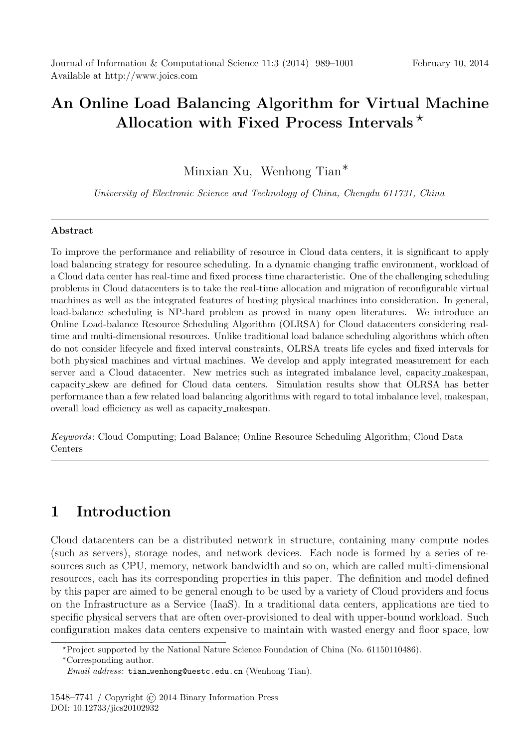# An Online Load Balancing Algorithm for Virtual Machine Allocation with Fixed Process Intervals ⋆

Minxian Xu, Wenhong Tian∗

*University of Electronic Science and Technology of China, Chengdu 611731, China*

---

**Abstract**

To improve the performance and reliability of resource in Cloud data centers, it is significant to apply load balancing strategy for resource scheduling. In a dynamic changing traffic environment, workload of a Cloud data center has real-time and fixed process time characteristic. One of the challenging scheduling problems in Cloud datacenters is to take the real-time allocation and migration of reconfigurable virtual machines as well as the integrated features of hosting physical machines into consideration. In general, load-balance scheduling is NP-hard problem as proved in many open literatures. We introduce an Online Load-balance Resource Scheduling Algorithm (OLRSA) for Cloud datacenters considering real-time and multi-dimensional resources. Unlike traditional load balance scheduling algorithms which often do not consider lifecycle and fixed interval constraints, OLRSA treats life cycles and fixed intervals for both physical machines and virtual machines. We develop and apply integrated measurement for each server and a Cloud datacenter. New metrics such as integrated imbalance level, capacity_makespan, capacity_skew are defined for Cloud data centers. Simulation results show that OLRSA has better performance than a few related load balancing algorithms with regard to total imbalance level, makespan, overall load efficiency as well as capacity_makespan.

*Keywords*: Cloud Computing; Load Balance; Online Resource Scheduling Algorithm; Cloud Data Centers

---

## 1 Introduction

Cloud datacenters can be a distributed network in structure, containing many compute nodes (such as servers), storage nodes, and network devices. Each node is formed by a series of resources such as CPU, memory, network bandwidth and so on, which are called multi-dimensional resources, each has its corresponding properties in this paper. The definition and model defined by this paper are aimed to be general enough to be used by a variety of Cloud providers and focus on the Infrastructure as a Service (IaaS). In a traditional data centers, applications are tied to specific physical servers that are often over-provisioned to deal with upper-bound workload. Such configuration makes data centers expensive to maintain with wasted energy and floor space, low

---

⋆Project supported by the National Nature Science Foundation of China (No. 61150110486).

∗Corresponding author.

*Email address:* tian_wenhong@uestc.edu.cn (Wenhong Tian).

1548–7741 / Copyright © 2014 Binary Information Press
DOI: 10.12733/jics20102932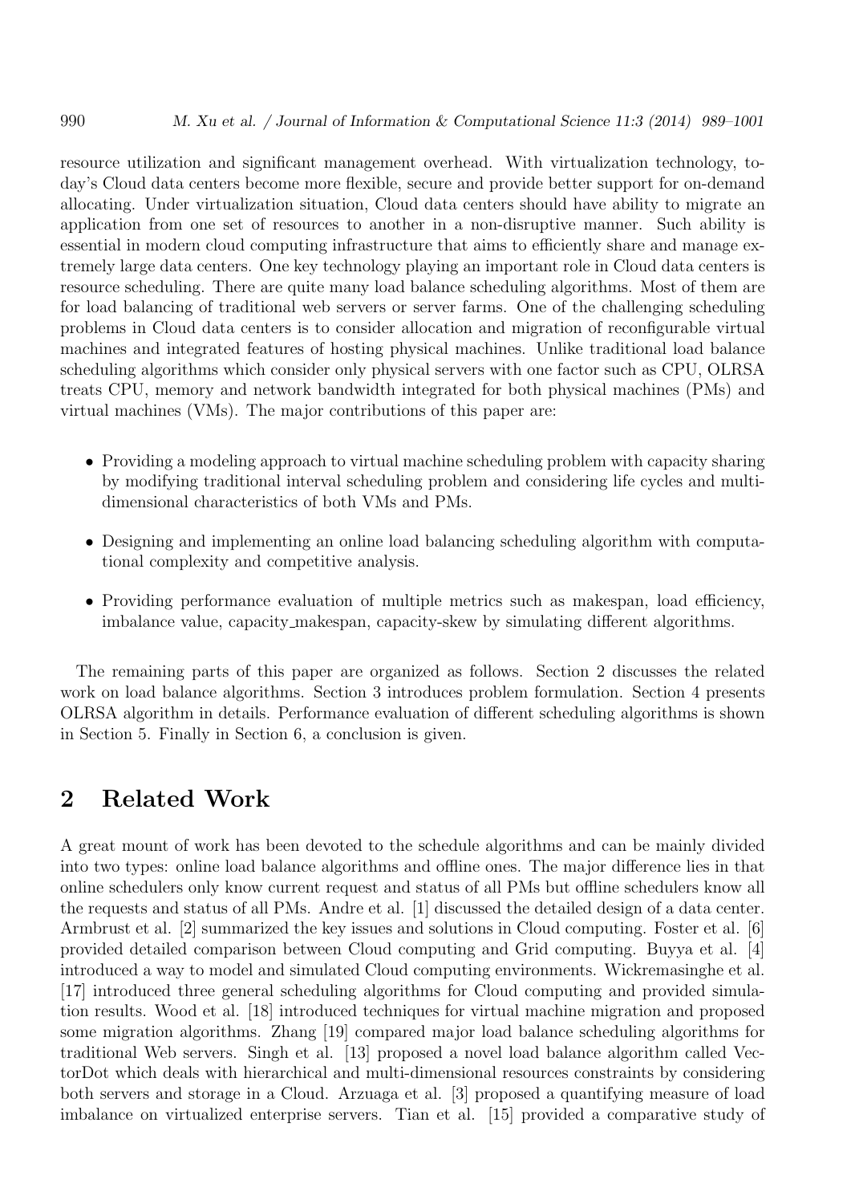resource utilization and significant management overhead. With virtualization technology, today's Cloud data centers become more flexible, secure and provide better support for on-demand allocating. Under virtualization situation, Cloud data centers should have ability to migrate an application from one set of resources to another in a non-disruptive manner. Such ability is essential in modern cloud computing infrastructure that aims to efficiently share and manage extremely large data centers. One key technology playing an important role in Cloud data centers is resource scheduling. There are quite many load balance scheduling algorithms. Most of them are for load balancing of traditional web servers or server farms. One of the challenging scheduling problems in Cloud data centers is to consider allocation and migration of reconfigurable virtual machines and integrated features of hosting physical machines. Unlike traditional load balance scheduling algorithms which consider only physical servers with one factor such as CPU, OLRSA treats CPU, memory and network bandwidth integrated for both physical machines (PMs) and virtual machines (VMs). The major contributions of this paper are:

- Providing a modeling approach to virtual machine scheduling problem with capacity sharing by modifying traditional interval scheduling problem and considering life cycles and multi-dimensional characteristics of both VMs and PMs.
- Designing and implementing an online load balancing scheduling algorithm with computational complexity and competitive analysis.
- Providing performance evaluation of multiple metrics such as makespan, load efficiency, imbalance value, capacity_makespan, capacity-skew by simulating different algorithms.

The remaining parts of this paper are organized as follows. Section 2 discusses the related work on load balance algorithms. Section 3 introduces problem formulation. Section 4 presents OLRSA algorithm in details. Performance evaluation of different scheduling algorithms is shown in Section 5. Finally in Section 6, a conclusion is given.

## 2 Related Work

A great mount of work has been devoted to the schedule algorithms and can be mainly divided into two types: online load balance algorithms and offline ones. The major difference lies in that online schedulers only know current request and status of all PMs but offline schedulers know all the requests and status of all PMs. Andre et al. [1] discussed the detailed design of a data center. Armbrust et al. [2] summarized the key issues and solutions in Cloud computing. Foster et al. [6] provided detailed comparison between Cloud computing and Grid computing. Buyya et al. [4] introduced a way to model and simulated Cloud computing environments. Wickremasinghe et al. [17] introduced three general scheduling algorithms for Cloud computing and provided simulation results. Wood et al. [18] introduced techniques for virtual machine migration and proposed some migration algorithms. Zhang [19] compared major load balance scheduling algorithms for traditional Web servers. Singh et al. [13] proposed a novel load balance algorithm called VectorDot which deals with hierarchical and multi-dimensional resources constraints by considering both servers and storage in a Cloud. Arzuaga et al. [3] proposed a quantifying measure of load imbalance on virtualized enterprise servers. Tian et al. [15] provided a comparative study of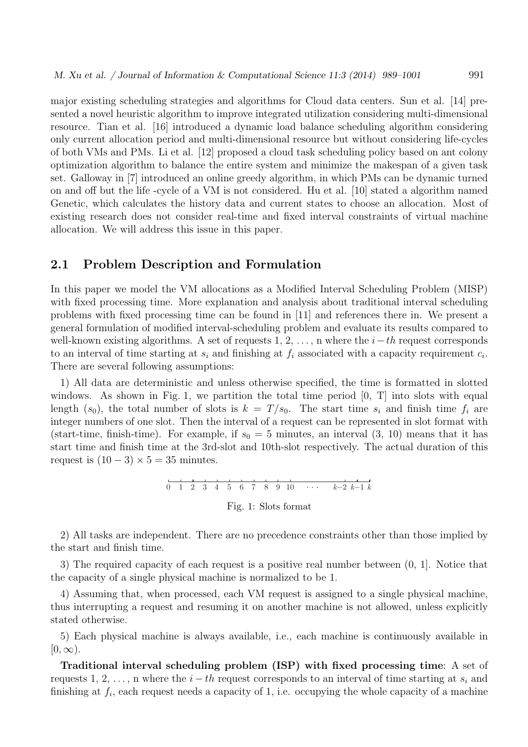major existing scheduling strategies and algorithms for Cloud data centers. Sun et al. [14] presented a novel heuristic algorithm to improve integrated utilization considering multi-dimensional resource. Tian et al. [16] introduced a dynamic load balance scheduling algorithm considering only current allocation period and multi-dimensional resource but without considering life-cycles of both VMs and PMs. Li et al. [12] proposed a cloud task scheduling policy based on ant colony optimization algorithm to balance the entire system and minimize the makespan of a given task set. Galloway in [7] introduced an online greedy algorithm, in which PMs can be dynamic turned on and off but the life -cycle of a VM is not considered. Hu et al. [10] stated a algorithm named Genetic, which calculates the history data and current states to choose an allocation. Most of existing research does not consider real-time and fixed interval constraints of virtual machine allocation. We will address this issue in this paper.

## 2.1 Problem Description and Formulation

In this paper we model the VM allocations as a Modified Interval Scheduling Problem (MISP) with fixed processing time. More explanation and analysis about traditional interval scheduling problems with fixed processing time can be found in [11] and references there in. We present a general formulation of modified interval-scheduling problem and evaluate its results compared to well-known existing algorithms. A set of requests 1, 2, ..., n where the $i-th$ request corresponds to an interval of time starting at $s_i$ and finishing at $f_i$ associated with a capacity requirement $c_i$. There are several following assumptions:

1) All data are deterministic and unless otherwise specified, the time is formatted in slotted windows. As shown in Fig. 1, we partition the total time period [0, T] into slots with equal length ($s_0$), the total number of slots is $k = T/s_0$. The start time $s_i$ and finish time $f_i$ are integer numbers of one slot. Then the interval of a request can be represented in slot format with (start-time, finish-time). For example, if $s_0 = 5$ minutes, an interval (3, 10) means that it has start time and finish time at the 3rd-slot and 10th-slot respectively. The actual duration of this request is $(10 - 3) \times 5 = 35$ minutes.

0 1 2 3 4 5 6 7 8 9 10 ··· $k$–2 $k$–1 $k$

Fig. 1: Slots format

2) All tasks are independent. There are no precedence constraints other than those implied by the start and finish time.

3) The required capacity of each request is a positive real number between (0, 1]. Notice that the capacity of a single physical machine is normalized to be 1.

4) Assuming that, when processed, each VM request is assigned to a single physical machine, thus interrupting a request and resuming it on another machine is not allowed, unless explicitly stated otherwise.

5) Each physical machine is always available, i.e., each machine is continuously available in $[0, \infty)$.

**Traditional interval scheduling problem (ISP) with fixed processing time**: A set of requests 1, 2, ..., n where the $i-th$ request corresponds to an interval of time starting at $s_i$ and finishing at $f_i$, each request needs a capacity of 1, i.e. occupying the whole capacity of a machine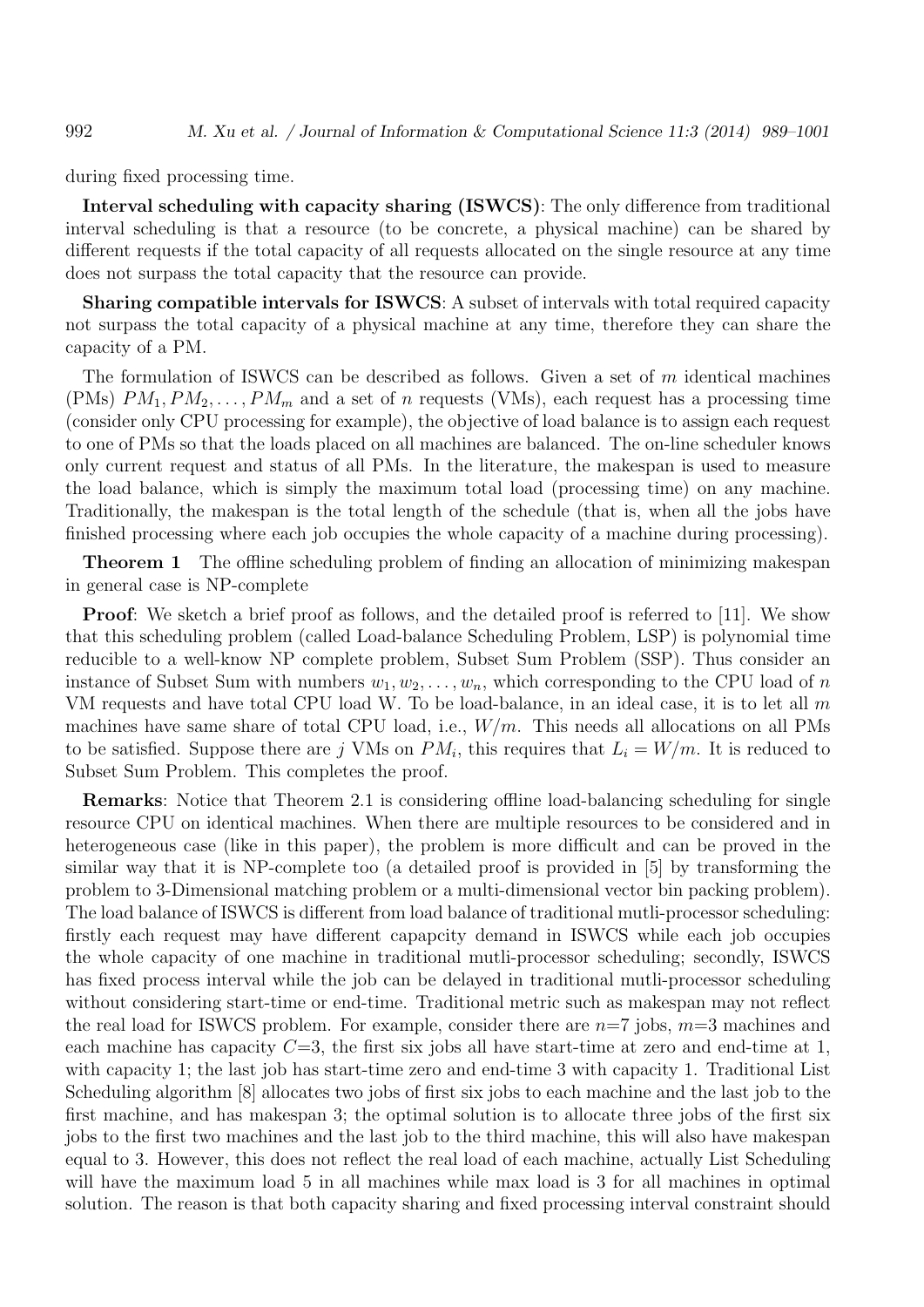during fixed processing time.

**Interval scheduling with capacity sharing (ISWCS)**: The only difference from traditional interval scheduling is that a resource (to be concrete, a physical machine) can be shared by different requests if the total capacity of all requests allocated on the single resource at any time does not surpass the total capacity that the resource can provide.

**Sharing compatible intervals for ISWCS**: A subset of intervals with total required capacity not surpass the total capacity of a physical machine at any time, therefore they can share the capacity of a PM.

The formulation of ISWCS can be described as follows. Given a set of $m$ identical machines (PMs) $PM_1, PM_2, \ldots, PM_m$ and a set of $n$ requests (VMs), each request has a processing time (consider only CPU processing for example), the objective of load balance is to assign each request to one of PMs so that the loads placed on all machines are balanced. The on-line scheduler knows only current request and status of all PMs. In the literature, the makespan is used to measure the load balance, which is simply the maximum total load (processing time) on any machine. Traditionally, the makespan is the total length of the schedule (that is, when all the jobs have finished processing where each job occupies the whole capacity of a machine during processing).

**Theorem 1** The offline scheduling problem of finding an allocation of minimizing makespan in general case is NP-complete

**Proof**: We sketch a brief proof as follows, and the detailed proof is referred to [11]. We show that this scheduling problem (called Load-balance Scheduling Problem, LSP) is polynomial time reducible to a well-know NP complete problem, Subset Sum Problem (SSP). Thus consider an instance of Subset Sum with numbers $w_1, w_2, \ldots, w_n$, which corresponding to the CPU load of $n$ VM requests and have total CPU load W. To be load-balance, in an ideal case, it is to let all $m$ machines have same share of total CPU load, i.e., $W/m$. This needs all allocations on all PMs to be satisfied. Suppose there are $j$ VMs on $PM_i$, this requires that $L_i = W/m$. It is reduced to Subset Sum Problem. This completes the proof.

**Remarks**: Notice that Theorem 2.1 is considering offline load-balancing scheduling for single resource CPU on identical machines. When there are multiple resources to be considered and in heterogeneous case (like in this paper), the problem is more difficult and can be proved in the similar way that it is NP-complete too (a detailed proof is provided in [5] by transforming the problem to 3-Dimensional matching problem or a multi-dimensional vector bin packing problem). The load balance of ISWCS is different from load balance of traditional mutli-processor scheduling: firstly each request may have different capapcity demand in ISWCS while each job occupies the whole capacity of one machine in traditional mutli-processor scheduling; secondly, ISWCS has fixed process interval while the job can be delayed in traditional mutli-processor scheduling without considering start-time or end-time. Traditional metric such as makespan may not reflect the real load for ISWCS problem. For example, consider there are $n$=7 jobs, $m$=3 machines and each machine has capacity $C$=3, the first six jobs all have start-time at zero and end-time at 1, with capacity 1; the last job has start-time zero and end-time 3 with capacity 1. Traditional List Scheduling algorithm [8] allocates two jobs of first six jobs to each machine and the last job to the first machine, and has makespan 3; the optimal solution is to allocate three jobs of the first six jobs to the first two machines and the last job to the third machine, this will also have makespan equal to 3. However, this does not reflect the real load of each machine, actually List Scheduling will have the maximum load 5 in all machines while max load is 3 for all machines in optimal solution. The reason is that both capacity sharing and fixed processing interval constraint should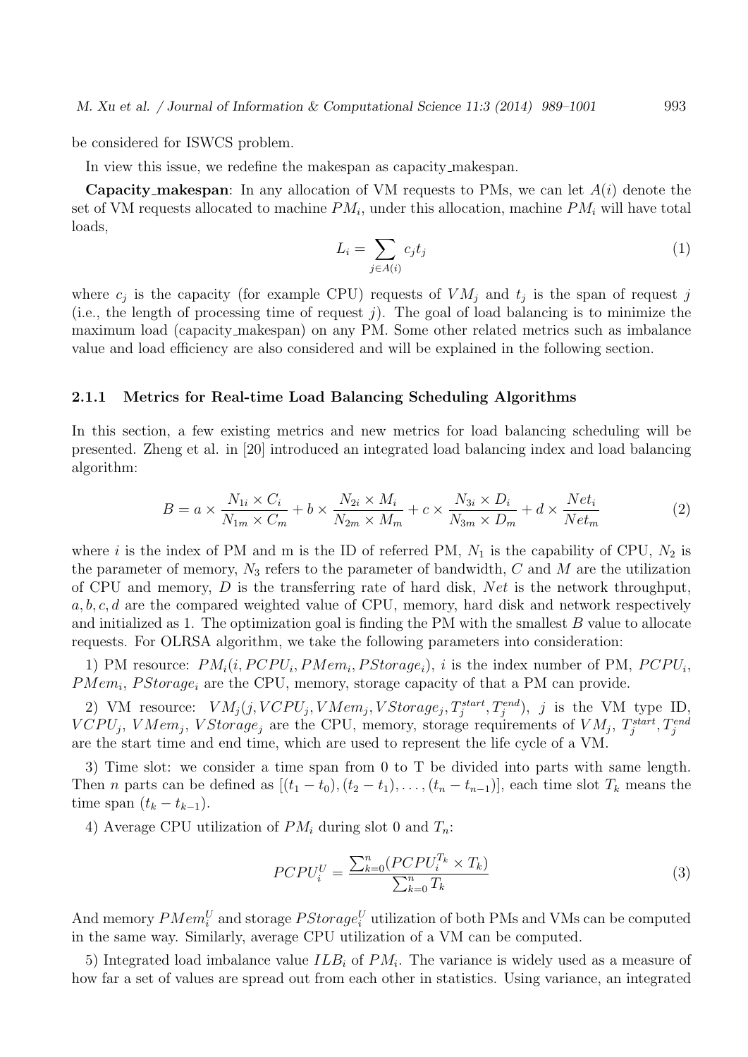be considered for ISWCS problem.

In view this issue, we redefine the makespan as capacity_makespan.

**Capacity_makespan**: In any allocation of VM requests to PMs, we can let $A(i)$ denote the set of VM requests allocated to machine $PM_i$, under this allocation, machine $PM_i$ will have total loads,

$$L_i = \sum_{j \in A(i)} c_j t_j \tag{1}$$

where $c_j$ is the capacity (for example CPU) requests of $VM_j$ and $t_j$ is the span of request $j$ (i.e., the length of processing time of request $j$). The goal of load balancing is to minimize the maximum load (capacity_makespan) on any PM. Some other related metrics such as imbalance value and load efficiency are also considered and will be explained in the following section.

#### 2.1.1 Metrics for Real-time Load Balancing Scheduling Algorithms

In this section, a few existing metrics and new metrics for load balancing scheduling will be presented. Zheng et al. in [20] introduced an integrated load balancing index and load balancing algorithm:

$$B = a \times \frac{N_{1i} \times C_i}{N_{1m} \times C_m} + b \times \frac{N_{2i} \times M_i}{N_{2m} \times M_m} + c \times \frac{N_{3i} \times D_i}{N_{3m} \times D_m} + d \times \frac{Net_i}{Net_m} \tag{2}$$

where $i$ is the index of PM and m is the ID of referred PM, $N_1$ is the capability of CPU, $N_2$ is the parameter of memory, $N_3$ refers to the parameter of bandwidth, $C$ and $M$ are the utilization of CPU and memory, $D$ is the transferring rate of hard disk, $Net$ is the network throughput, $a, b, c, d$ are the compared weighted value of CPU, memory, hard disk and network respectively and initialized as 1. The optimization goal is finding the PM with the smallest $B$ value to allocate requests. For OLRSA algorithm, we take the following parameters into consideration:

1) PM resource: $PM_i(i, PCPU_i, PMem_i, PStorage_i)$, $i$ is the index number of PM, $PCPU_i$, $PMem_i$, $PStorage_i$ are the CPU, memory, storage capacity of that a PM can provide.

2) VM resource: $VM_j(j, VCPU_j, VMem_j, VStorage_j, T_j^{start}, T_j^{end})$, $j$ is the VM type ID, $VCPU_j$, $VMem_j$, $VStorage_j$ are the CPU, memory, storage requirements of $VM_j$, $T_j^{start}, T_j^{end}$ are the start time and end time, which are used to represent the life cycle of a VM.

3) Time slot: we consider a time span from 0 to T be divided into parts with same length. Then $n$ parts can be defined as $[(t_1 - t_0), (t_2 - t_1), \ldots, (t_n - t_{n-1})]$, each time slot $T_k$ means the time span $(t_k - t_{k-1})$.

4) Average CPU utilization of $PM_i$ during slot 0 and $T_n$:

$$PCPU_i^U = \frac{\sum_{k=0}^{n}(PCPU_i^{T_k} \times T_k)}{\sum_{k=0}^{n} T_k} \tag{3}$$

And memory $PMem_i^U$ and storage $PStorage_i^U$ utilization of both PMs and VMs can be computed in the same way. Similarly, average CPU utilization of a VM can be computed.

5) Integrated load imbalance value $ILB_i$ of $PM_i$. The variance is widely used as a measure of how far a set of values are spread out from each other in statistics. Using variance, an integrated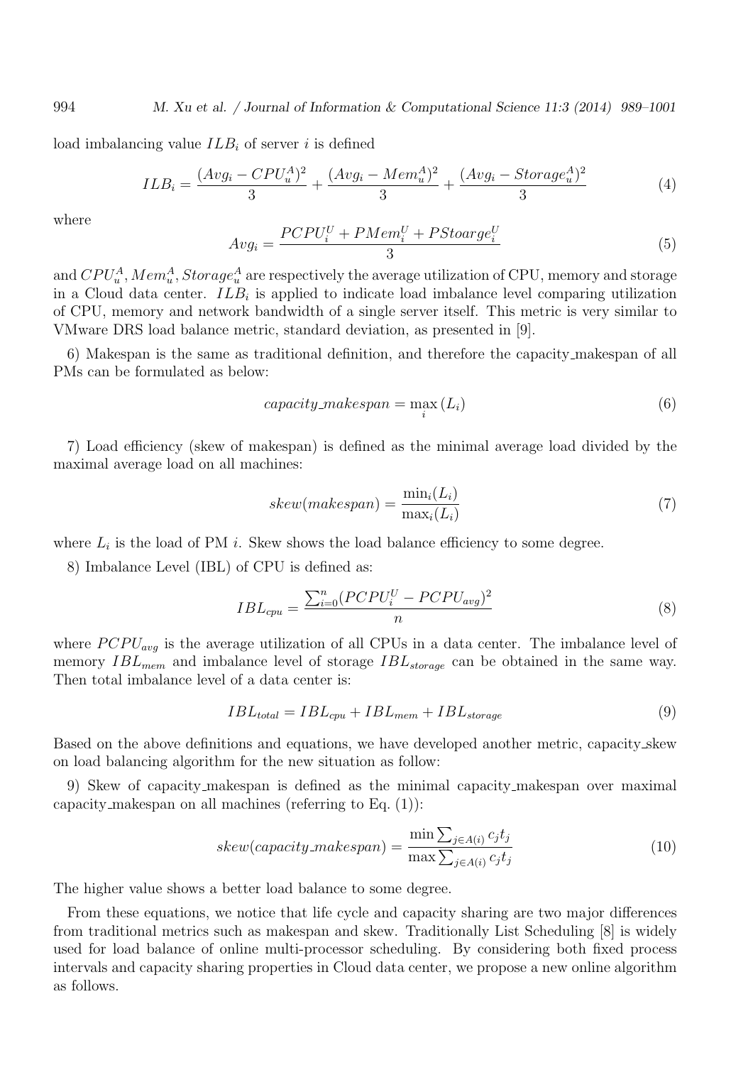load imbalancing value $ILB_i$ of server $i$ is defined

$$ILB_i = \frac{(Avg_i - CPU_u^A)^2}{3} + \frac{(Avg_i - Mem_u^A)^2}{3} + \frac{(Avg_i - Storage_u^A)^2}{3} \tag{4}$$

where

$$Avg_i = \frac{PCPU_i^U + PMem_i^U + PStoarge_i^U}{3} \tag{5}$$

and $CPU_u^A, Mem_u^A, Storage_u^A$ are respectively the average utilization of CPU, memory and storage in a Cloud data center. $ILB_i$ is applied to indicate load imbalance level comparing utilization of CPU, memory and network bandwidth of a single server itself. This metric is very similar to VMware DRS load balance metric, standard deviation, as presented in [9].

6) Makespan is the same as traditional definition, and therefore the capacity_makespan of all PMs can be formulated as below:

$$capacity\_makespan = \max_i (L_i) \tag{6}$$

7) Load efficiency (skew of makespan) is defined as the minimal average load divided by the maximal average load on all machines:

$$skew(makespan) = \frac{\min_i(L_i)}{\max_i(L_i)} \tag{7}$$

where $L_i$ is the load of PM $i$. Skew shows the load balance efficiency to some degree.

8) Imbalance Level (IBL) of CPU is defined as:

$$IBL_{cpu} = \frac{\sum_{i=0}^{n}(PCPU_i^U - PCPU_{avg})^2}{n} \tag{8}$$

where $PCPU_{avg}$ is the average utilization of all CPUs in a data center. The imbalance level of memory $IBL_{mem}$ and imbalance level of storage $IBL_{storage}$ can be obtained in the same way. Then total imbalance level of a data center is:

$$IBL_{total} = IBL_{cpu} + IBL_{mem} + IBL_{storage} \tag{9}$$

Based on the above definitions and equations, we have developed another metric, capacity_skew on load balancing algorithm for the new situation as follow:

9) Skew of capacity_makespan is defined as the minimal capacity_makespan over maximal capacity_makespan on all machines (referring to Eq. (1)):

$$skew(capacity\_makespan) = \frac{\min \sum_{j \in A(i)} c_j t_j}{\max \sum_{j \in A(i)} c_j t_j} \tag{10}$$

The higher value shows a better load balance to some degree.

From these equations, we notice that life cycle and capacity sharing are two major differences from traditional metrics such as makespan and skew. Traditionally List Scheduling [8] is widely used for load balance of online multi-processor scheduling. By considering both fixed process intervals and capacity sharing properties in Cloud data center, we propose a new online algorithm as follows.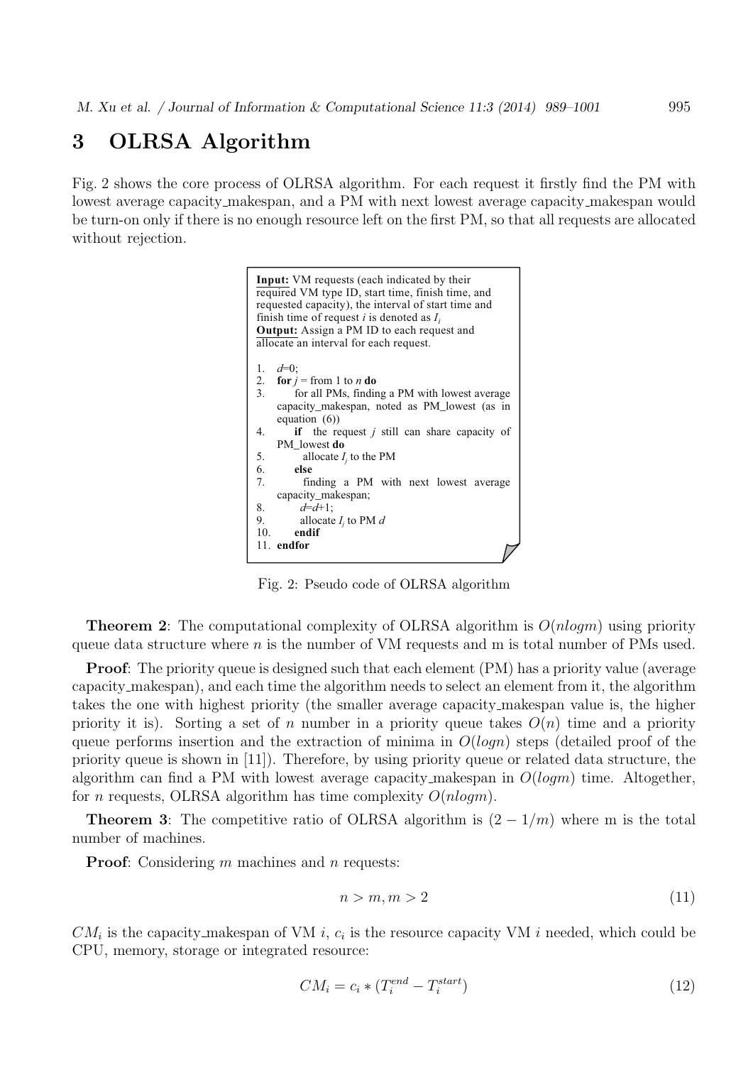# 3 OLRSA Algorithm

Fig. 2 shows the core process of OLRSA algorithm. For each request it firstly find the PM with lowest average capacity_makespan, and a PM with next lowest average capacity_makespan would be turn-on only if there is no enough resource left on the first PM, so that all requests are allocated without rejection.

```
Input: VM requests (each indicated by their required VM type ID, start time, finish time, and requested capacity), the interval of start time and finish time of request i is denoted as I_i
Output: Assign a PM ID to each request and allocate an interval for each request.

1.  d=0;
2.  for j = from 1 to n do
3.      for all PMs, finding a PM with lowest average capacity_makespan, noted as PM_lowest (as in equation (6))
4.      if the request j still can share capacity of PM_lowest do
5.          allocate I_j to the PM
6.      else
7.          finding a PM with next lowest average capacity_makespan;
8.          d=d+1;
9.          allocate I_j to PM d
10.     endif
11. endfor
```

Fig. 2: Pseudo code of OLRSA algorithm

**Theorem 2**: The computational complexity of OLRSA algorithm is $O(nlogm)$ using priority queue data structure where $n$ is the number of VM requests and m is total number of PMs used.

**Proof**: The priority queue is designed such that each element (PM) has a priority value (average capacity_makespan), and each time the algorithm needs to select an element from it, the algorithm takes the one with highest priority (the smaller average capacity_makespan value is, the higher priority it is). Sorting a set of $n$ number in a priority queue takes $O(n)$ time and a priority queue performs insertion and the extraction of minima in $O(logn)$ steps (detailed proof of the priority queue is shown in [11]). Therefore, by using priority queue or related data structure, the algorithm can find a PM with lowest average capacity_makespan in $O(logm)$ time. Altogether, for $n$ requests, OLRSA algorithm has time complexity $O(nlogm)$.

**Theorem 3**: The competitive ratio of OLRSA algorithm is $(2 - 1/m)$ where m is the total number of machines.

**Proof**: Considering $m$ machines and $n$ requests:

$$n > m, m > 2 \tag{11}$$

$CM_i$ is the capacity_makespan of VM $i$, $c_i$ is the resource capacity VM $i$ needed, which could be CPU, memory, storage or integrated resource:

$$CM_i = c_i * (T_i^{end} - T_i^{start}) \tag{12}$$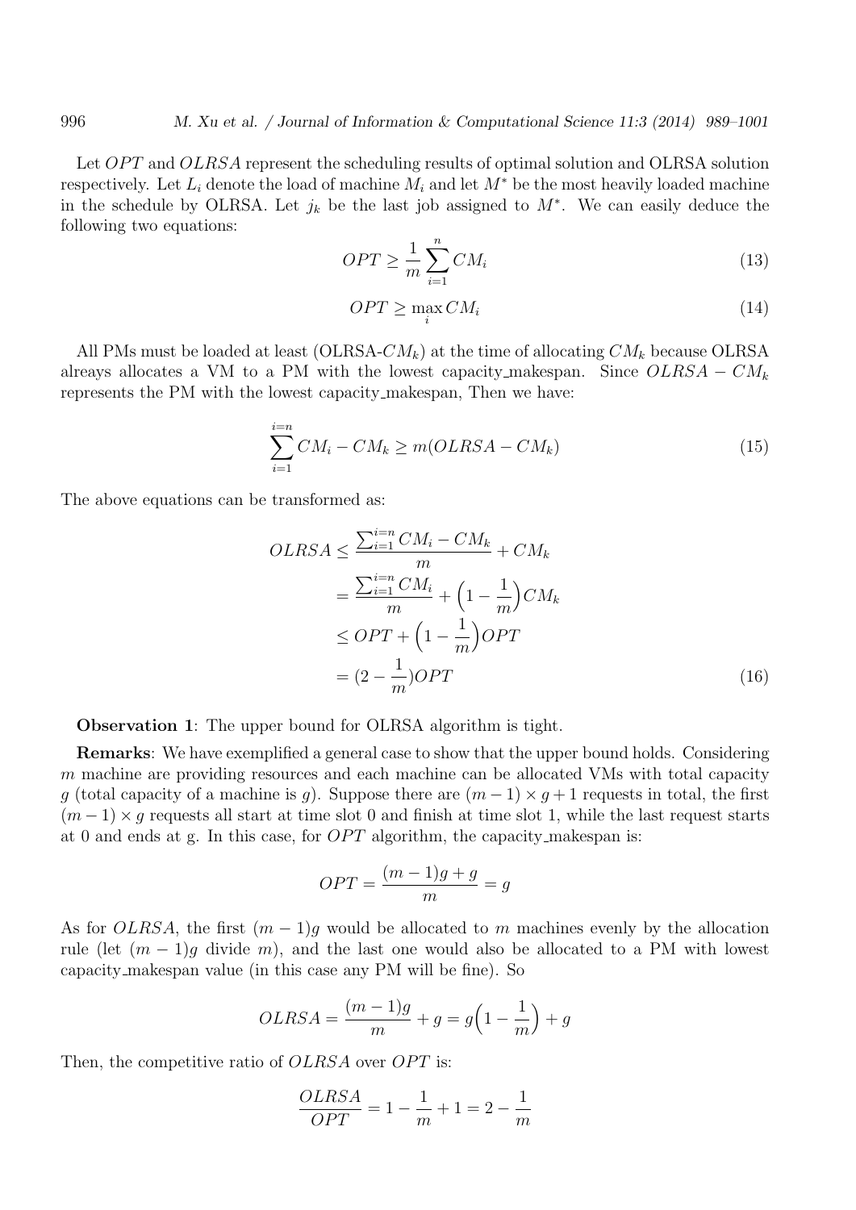Let $OPT$ and $OLRSA$ represent the scheduling results of optimal solution and OLRSA solution respectively. Let $L_i$ denote the load of machine $M_i$ and let $M^*$ be the most heavily loaded machine in the schedule by OLRSA. Let $j_k$ be the last job assigned to $M^*$. We can easily deduce the following two equations:

$$OPT \geq \frac{1}{m}\sum_{i=1}^{n} CM_i \tag{13}$$

$$OPT \geq \max_i CM_i \tag{14}$$

All PMs must be loaded at least (OLRSA-$CM_k$) at the time of allocating $CM_k$ because OLRSA alreays allocates a VM to a PM with the lowest capacity_makespan. Since $OLRSA - CM_k$ represents the PM with the lowest capacity_makespan, Then we have:

$$\sum_{i=1}^{i=n} CM_i - CM_k \geq m(OLRSA - CM_k) \tag{15}$$

The above equations can be transformed as:

$$\begin{aligned} OLRSA &\leq \frac{\sum_{i=1}^{i=n} CM_i - CM_k}{m} + CM_k \\ &= \frac{\sum_{i=1}^{i=n} CM_i}{m} + \Big(1 - \frac{1}{m}\Big)CM_k \\ &\leq OPT + \Big(1 - \frac{1}{m}\Big)OPT \\ &= (2 - \frac{1}{m})OPT \end{aligned} \tag{16}$$

**Observation 1**: The upper bound for OLRSA algorithm is tight.

**Remarks**: We have exemplified a general case to show that the upper bound holds. Considering $m$ machine are providing resources and each machine can be allocated VMs with total capacity $g$ (total capacity of a machine is $g$). Suppose there are $(m-1) \times g + 1$ requests in total, the first $(m-1) \times g$ requests all start at time slot 0 and finish at time slot 1, while the last request starts at 0 and ends at g. In this case, for $OPT$ algorithm, the capacity_makespan is:

$$OPT = \frac{(m-1)g + g}{m} = g$$

As for $OLRSA$, the first $(m-1)g$ would be allocated to $m$ machines evenly by the allocation rule (let $(m-1)g$ divide $m$), and the last one would also be allocated to a PM with lowest capacity_makespan value (in this case any PM will be fine). So

$$OLRSA = \frac{(m-1)g}{m} + g = g\Big(1 - \frac{1}{m}\Big) + g$$

Then, the competitive ratio of $OLRSA$ over $OPT$ is:

$$\frac{OLRSA}{OPT} = 1 - \frac{1}{m} + 1 = 2 - \frac{1}{m}$$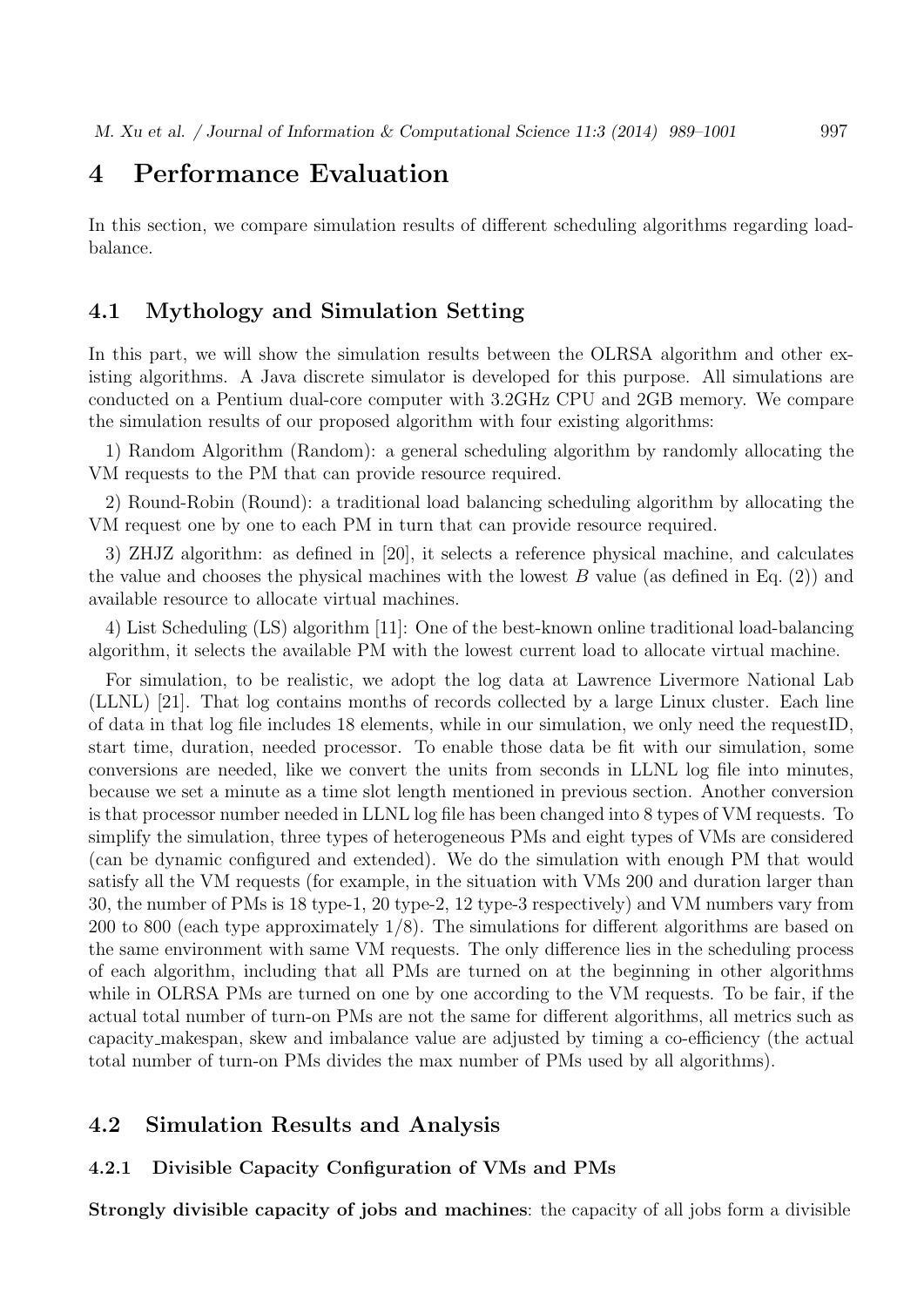# 4 Performance Evaluation

In this section, we compare simulation results of different scheduling algorithms regarding load-balance.

## 4.1 Mythology and Simulation Setting

In this part, we will show the simulation results between the OLRSA algorithm and other existing algorithms. A Java discrete simulator is developed for this purpose. All simulations are conducted on a Pentium dual-core computer with 3.2GHz CPU and 2GB memory. We compare the simulation results of our proposed algorithm with four existing algorithms:

1) Random Algorithm (Random): a general scheduling algorithm by randomly allocating the VM requests to the PM that can provide resource required.

2) Round-Robin (Round): a traditional load balancing scheduling algorithm by allocating the VM request one by one to each PM in turn that can provide resource required.

3) ZHJZ algorithm: as defined in [20], it selects a reference physical machine, and calculates the value and chooses the physical machines with the lowest $B$ value (as defined in Eq. (2)) and available resource to allocate virtual machines.

4) List Scheduling (LS) algorithm [11]: One of the best-known online traditional load-balancing algorithm, it selects the available PM with the lowest current load to allocate virtual machine.

For simulation, to be realistic, we adopt the log data at Lawrence Livermore National Lab (LLNL) [21]. That log contains months of records collected by a large Linux cluster. Each line of data in that log file includes 18 elements, while in our simulation, we only need the requestID, start time, duration, needed processor. To enable those data be fit with our simulation, some conversions are needed, like we convert the units from seconds in LLNL log file into minutes, because we set a minute as a time slot length mentioned in previous section. Another conversion is that processor number needed in LLNL log file has been changed into 8 types of VM requests. To simplify the simulation, three types of heterogeneous PMs and eight types of VMs are considered (can be dynamic configured and extended). We do the simulation with enough PM that would satisfy all the VM requests (for example, in the situation with VMs 200 and duration larger than 30, the number of PMs is 18 type-1, 20 type-2, 12 type-3 respectively) and VM numbers vary from 200 to 800 (each type approximately 1/8). The simulations for different algorithms are based on the same environment with same VM requests. The only difference lies in the scheduling process of each algorithm, including that all PMs are turned on at the beginning in other algorithms while in OLRSA PMs are turned on one by one according to the VM requests. To be fair, if the actual total number of turn-on PMs are not the same for different algorithms, all metrics such as capacity_makespan, skew and imbalance value are adjusted by timing a co-efficiency (the actual total number of turn-on PMs divides the max number of PMs used by all algorithms).

## 4.2 Simulation Results and Analysis

### 4.2.1 Divisible Capacity Configuration of VMs and PMs

**Strongly divisible capacity of jobs and machines**: the capacity of all jobs form a divisible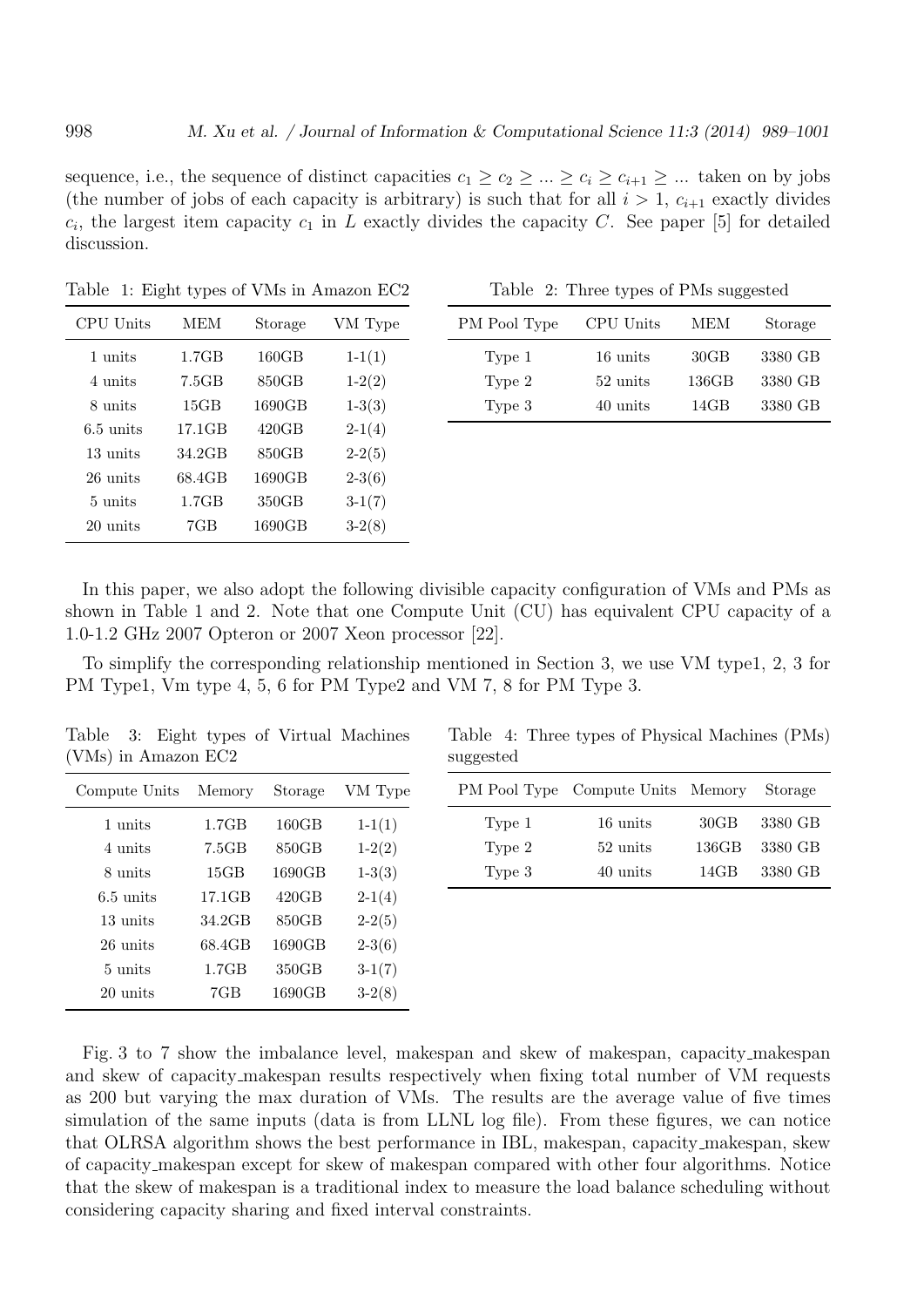sequence, i.e., the sequence of distinct capacities $c_1 \geq c_2 \geq ... \geq c_i \geq c_{i+1} \geq ...$ taken on by jobs (the number of jobs of each capacity is arbitrary) is such that for all $i > 1$, $c_{i+1}$ exactly divides $c_i$, the largest item capacity $c_1$ in $L$ exactly divides the capacity $C$. See paper [5] for detailed discussion.

Table 1: Eight types of VMs in Amazon EC2

| CPU Units | MEM | Storage | VM Type |
|---|---|---|---|
| 1 units | 1.7GB | 160GB | 1-1(1) |
| 4 units | 7.5GB | 850GB | 1-2(2) |
| 8 units | 15GB | 1690GB | 1-3(3) |
| 6.5 units | 17.1GB | 420GB | 2-1(4) |
| 13 units | 34.2GB | 850GB | 2-2(5) |
| 26 units | 68.4GB | 1690GB | 2-3(6) |
| 5 units | 1.7GB | 350GB | 3-1(7) |
| 20 units | 7GB | 1690GB | 3-2(8) |

Table 2: Three types of PMs suggested

| PM Pool Type | CPU Units | MEM | Storage |
|---|---|---|---|
| Type 1 | 16 units | 30GB | 3380 GB |
| Type 2 | 52 units | 136GB | 3380 GB |
| Type 3 | 40 units | 14GB | 3380 GB |

In this paper, we also adopt the following divisible capacity configuration of VMs and PMs as shown in Table 1 and 2. Note that one Compute Unit (CU) has equivalent CPU capacity of a 1.0-1.2 GHz 2007 Opteron or 2007 Xeon processor [22].

To simplify the corresponding relationship mentioned in Section 3, we use VM type1, 2, 3 for PM Type1, Vm type 4, 5, 6 for PM Type2 and VM 7, 8 for PM Type 3.

Table 3: Eight types of Virtual Machines (VMs) in Amazon EC2

| Compute Units | Memory | Storage | VM Type |
|---|---|---|---|
| 1 units | 1.7GB | 160GB | 1-1(1) |
| 4 units | 7.5GB | 850GB | 1-2(2) |
| 8 units | 15GB | 1690GB | 1-3(3) |
| 6.5 units | 17.1GB | 420GB | 2-1(4) |
| 13 units | 34.2GB | 850GB | 2-2(5) |
| 26 units | 68.4GB | 1690GB | 2-3(6) |
| 5 units | 1.7GB | 350GB | 3-1(7) |
| 20 units | 7GB | 1690GB | 3-2(8) |

Table 4: Three types of Physical Machines (PMs) suggested

| PM Pool Type | Compute Units | Memory | Storage |
|---|---|---|---|
| Type 1 | 16 units | 30GB | 3380 GB |
| Type 2 | 52 units | 136GB | 3380 GB |
| Type 3 | 40 units | 14GB | 3380 GB |

Fig. 3 to 7 show the imbalance level, makespan and skew of makespan, capacity_makespan and skew of capacity_makespan results respectively when fixing total number of VM requests as 200 but varying the max duration of VMs. The results are the average value of five times simulation of the same inputs (data is from LLNL log file). From these figures, we can notice that OLRSA algorithm shows the best performance in IBL, makespan, capacity_makespan, skew of capacity_makespan except for skew of makespan compared with other four algorithms. Notice that the skew of makespan is a traditional index to measure the load balance scheduling without considering capacity sharing and fixed interval constraints.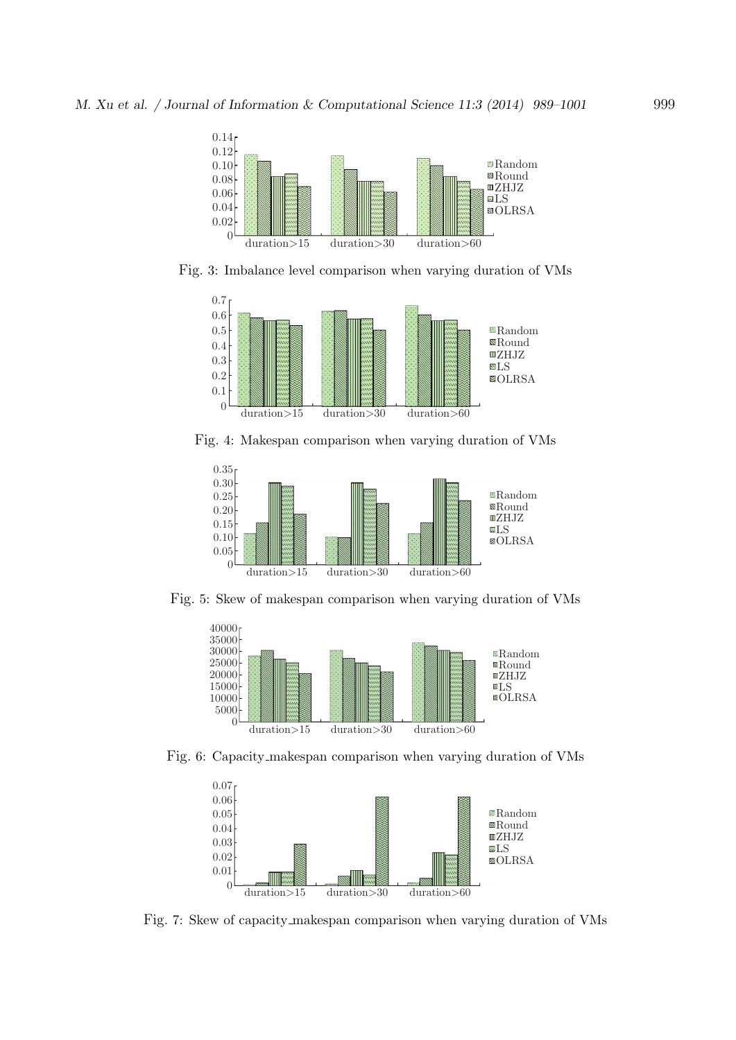Fig. 3: Imbalance level comparison when varying duration of VMs

Fig. 4: Makespan comparison when varying duration of VMs

Fig. 5: Skew of makespan comparison when varying duration of VMs

Fig. 6: Capacity_makespan comparison when varying duration of VMs

Fig. 7: Skew of capacity_makespan comparison when varying duration of VMs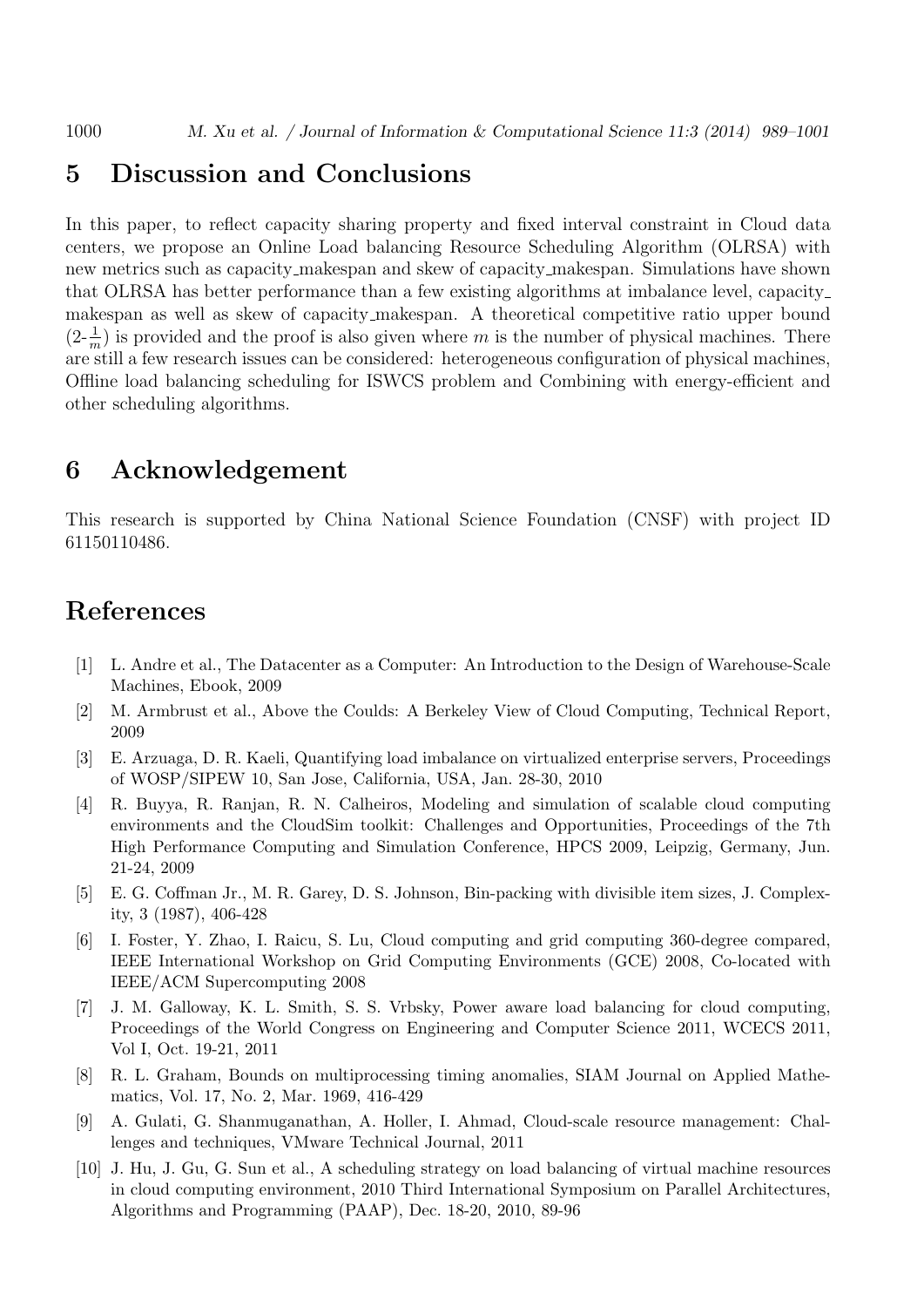## 5 Discussion and Conclusions

In this paper, to reflect capacity sharing property and fixed interval constraint in Cloud data centers, we propose an Online Load balancing Resource Scheduling Algorithm (OLRSA) with new metrics such as capacity_makespan and skew of capacity_makespan. Simulations have shown that OLRSA has better performance than a few existing algorithms at imbalance level, capacity_makespan as well as skew of capacity_makespan. A theoretical competitive ratio upper bound ($2-\frac{1}{m}$) is provided and the proof is also given where $m$ is the number of physical machines. There are still a few research issues can be considered: heterogeneous configuration of physical machines, Offline load balancing scheduling for ISWCS problem and Combining with energy-efficient and other scheduling algorithms.

## 6 Acknowledgement

This research is supported by China National Science Foundation (CNSF) with project ID 61150110486.

## References

[1] L. Andre et al., The Datacenter as a Computer: An Introduction to the Design of Warehouse-Scale Machines, Ebook, 2009

[2] M. Armbrust et al., Above the Coulds: A Berkeley View of Cloud Computing, Technical Report, 2009

[3] E. Arzuaga, D. R. Kaeli, Quantifying load imbalance on virtualized enterprise servers, Proceedings of WOSP/SIPEW 10, San Jose, California, USA, Jan. 28-30, 2010

[4] R. Buyya, R. Ranjan, R. N. Calheiros, Modeling and simulation of scalable cloud computing environments and the CloudSim toolkit: Challenges and Opportunities, Proceedings of the 7th High Performance Computing and Simulation Conference, HPCS 2009, Leipzig, Germany, Jun. 21-24, 2009

[5] E. G. Coffman Jr., M. R. Garey, D. S. Johnson, Bin-packing with divisible item sizes, J. Complexity, 3 (1987), 406-428

[6] I. Foster, Y. Zhao, I. Raicu, S. Lu, Cloud computing and grid computing 360-degree compared, IEEE International Workshop on Grid Computing Environments (GCE) 2008, Co-located with IEEE/ACM Supercomputing 2008

[7] J. M. Galloway, K. L. Smith, S. S. Vrbsky, Power aware load balancing for cloud computing, Proceedings of the World Congress on Engineering and Computer Science 2011, WCECS 2011, Vol I, Oct. 19-21, 2011

[8] R. L. Graham, Bounds on multiprocessing timing anomalies, SIAM Journal on Applied Mathematics, Vol. 17, No. 2, Mar. 1969, 416-429

[9] A. Gulati, G. Shanmuganathan, A. Holler, I. Ahmad, Cloud-scale resource management: Challenges and techniques, VMware Technical Journal, 2011

[10] J. Hu, J. Gu, G. Sun et al., A scheduling strategy on load balancing of virtual machine resources in cloud computing environment, 2010 Third International Symposium on Parallel Architectures, Algorithms and Programming (PAAP), Dec. 18-20, 2010, 89-96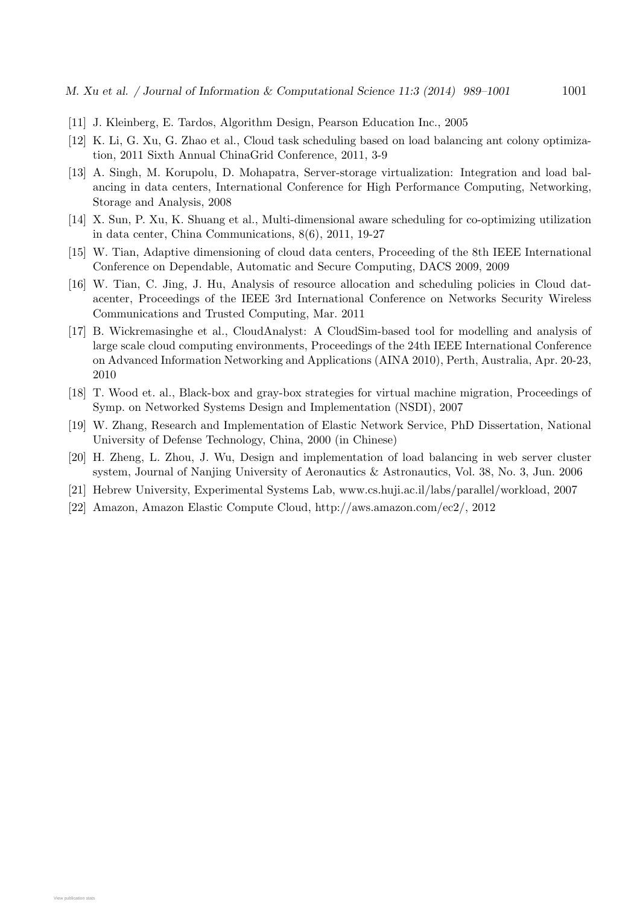[11] J. Kleinberg, E. Tardos, Algorithm Design, Pearson Education Inc., 2005

[12] K. Li, G. Xu, G. Zhao et al., Cloud task scheduling based on load balancing ant colony optimization, 2011 Sixth Annual ChinaGrid Conference, 2011, 3-9

[13] A. Singh, M. Korupolu, D. Mohapatra, Server-storage virtualization: Integration and load balancing in data centers, International Conference for High Performance Computing, Networking, Storage and Analysis, 2008

[14] X. Sun, P. Xu, K. Shuang et al., Multi-dimensional aware scheduling for co-optimizing utilization in data center, China Communications, 8(6), 2011, 19-27

[15] W. Tian, Adaptive dimensioning of cloud data centers, Proceeding of the 8th IEEE International Conference on Dependable, Automatic and Secure Computing, DACS 2009, 2009

[16] W. Tian, C. Jing, J. Hu, Analysis of resource allocation and scheduling policies in Cloud datacenter, Proceedings of the IEEE 3rd International Conference on Networks Security Wireless Communications and Trusted Computing, Mar. 2011

[17] B. Wickremasinghe et al., CloudAnalyst: A CloudSim-based tool for modelling and analysis of large scale cloud computing environments, Proceedings of the 24th IEEE International Conference on Advanced Information Networking and Applications (AINA 2010), Perth, Australia, Apr. 20-23, 2010

[18] T. Wood et. al., Black-box and gray-box strategies for virtual machine migration, Proceedings of Symp. on Networked Systems Design and Implementation (NSDI), 2007

[19] W. Zhang, Research and Implementation of Elastic Network Service, PhD Dissertation, National University of Defense Technology, China, 2000 (in Chinese)

[20] H. Zheng, L. Zhou, J. Wu, Design and implementation of load balancing in web server cluster system, Journal of Nanjing University of Aeronautics & Astronautics, Vol. 38, No. 3, Jun. 2006

[21] Hebrew University, Experimental Systems Lab, www.cs.huji.ac.il/labs/parallel/workload, 2007

[22] Amazon, Amazon Elastic Compute Cloud, http://aws.amazon.com/ec2/, 2012